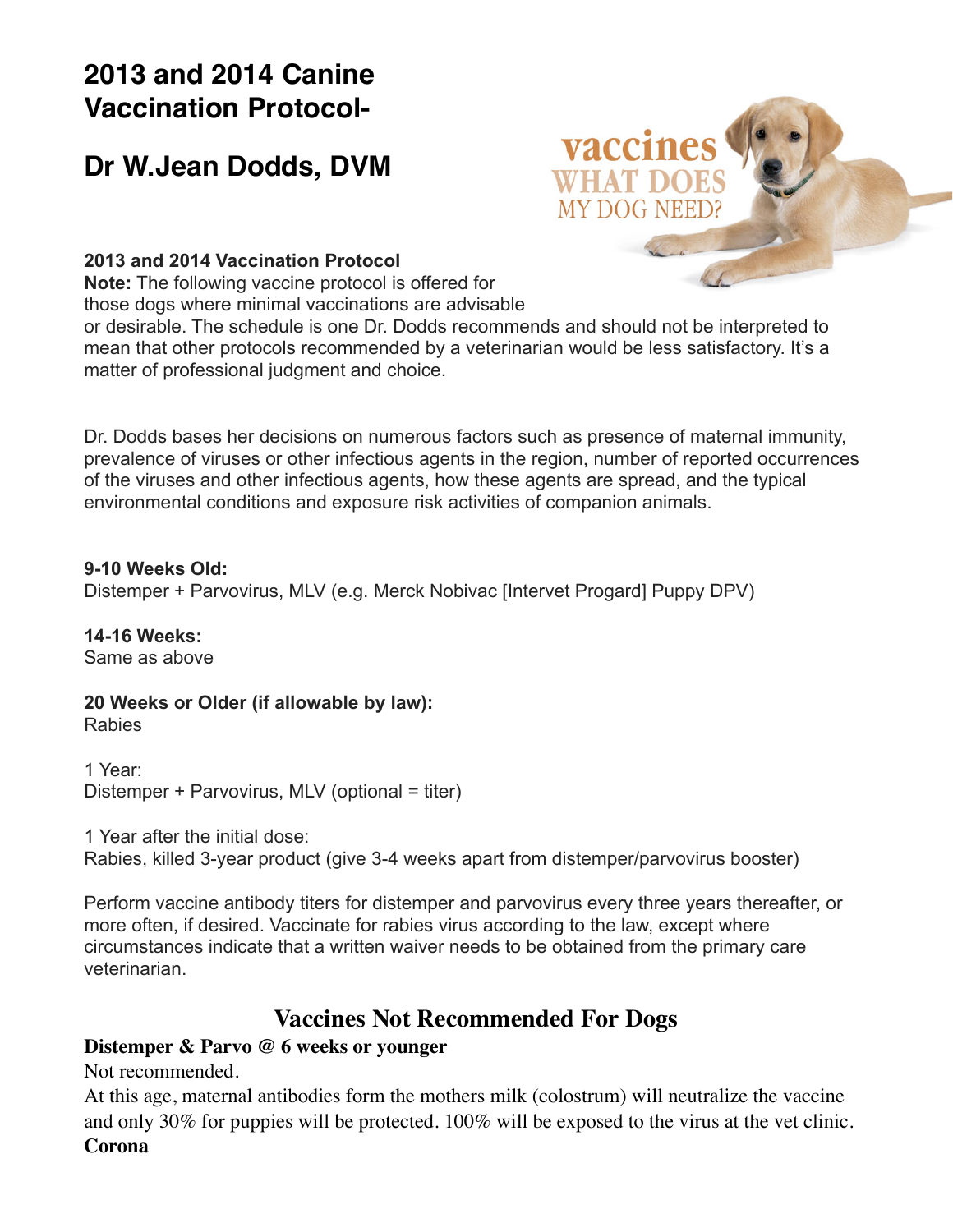# 2013 and 2014 Canine Vaccination Protocol-

# Dr W.Jean Dodds, DVM

**2013 and 2014 Vaccination Protocol**

**Note:** The following vaccine protocol is offered for those dogs where minimal vaccinations are advisable or desirable. The schedule is one Dr. Dodds recommends and should not be interpreted to mean that other protocols recommended by a veterinarian would be less satisfactory. It's a matter of professional judgment and choice.

Dr. Dodds bases her decisions on numerous factors such as presence of maternal immunity, prevalence of viruses or other infectious agents in the region, number of reported occurrences of the viruses and other infectious agents, how these agents are spread, and the typical environmental conditions and exposure risk activities of companion animals.

**9-10 Weeks Old:**
Distemper + Parvovirus, MLV (e.g. Merck Nobivac [Intervet Progard] Puppy DPV)

**14-16 Weeks:**
Same as above

**20 Weeks or Older (if allowable by law):**
Rabies

1 Year:
Distemper + Parvovirus, MLV (optional = titer)

1 Year after the initial dose:
Rabies, killed 3-year product (give 3-4 weeks apart from distemper/parvovirus booster)

Perform vaccine antibody titers for distemper and parvovirus every three years thereafter, or more often, if desired. Vaccinate for rabies virus according to the law, except where circumstances indicate that a written waiver needs to be obtained from the primary care veterinarian.

## Vaccines Not Recommended For Dogs

**Distemper & Parvo @ 6 weeks or younger**

Not recommended.

At this age, maternal antibodies form the mothers milk (colostrum) will neutralize the vaccine and only 30% for puppies will be protected. 100% will be exposed to the virus at the vet clinic.

**Corona**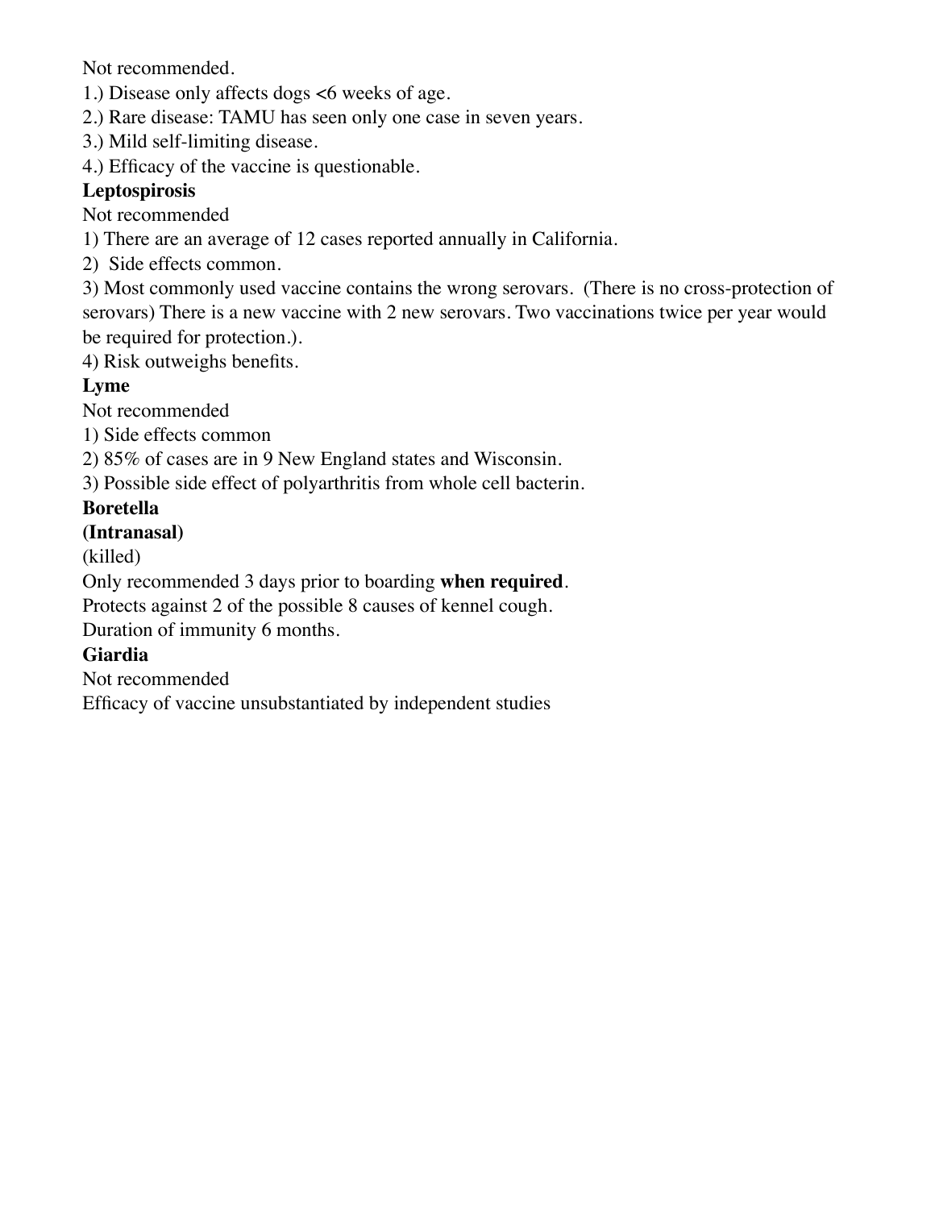Not recommended.

1.) Disease only affects dogs <6 weeks of age.
2.) Rare disease: TAMU has seen only one case in seven years.
3.) Mild self-limiting disease.
4.) Efficacy of the vaccine is questionable.

**Leptospirosis**

Not recommended

1) There are an average of 12 cases reported annually in California.
2) Side effects common.
3) Most commonly used vaccine contains the wrong serovars. (There is no cross-protection of serovars) There is a new vaccine with 2 new serovars. Two vaccinations twice per year would be required for protection.).
4) Risk outweighs benefits.

**Lyme**

Not recommended

1) Side effects common
2) 85% of cases are in 9 New England states and Wisconsin.
3) Possible side effect of polyarthritis from whole cell bacterin.

**Boretella**

**(Intranasal)**

(killed)

Only recommended 3 days prior to boarding **when required**.

Protects against 2 of the possible 8 causes of kennel cough.

Duration of immunity 6 months.

**Giardia**

Not recommended

Efficacy of vaccine unsubstantiated by independent studies